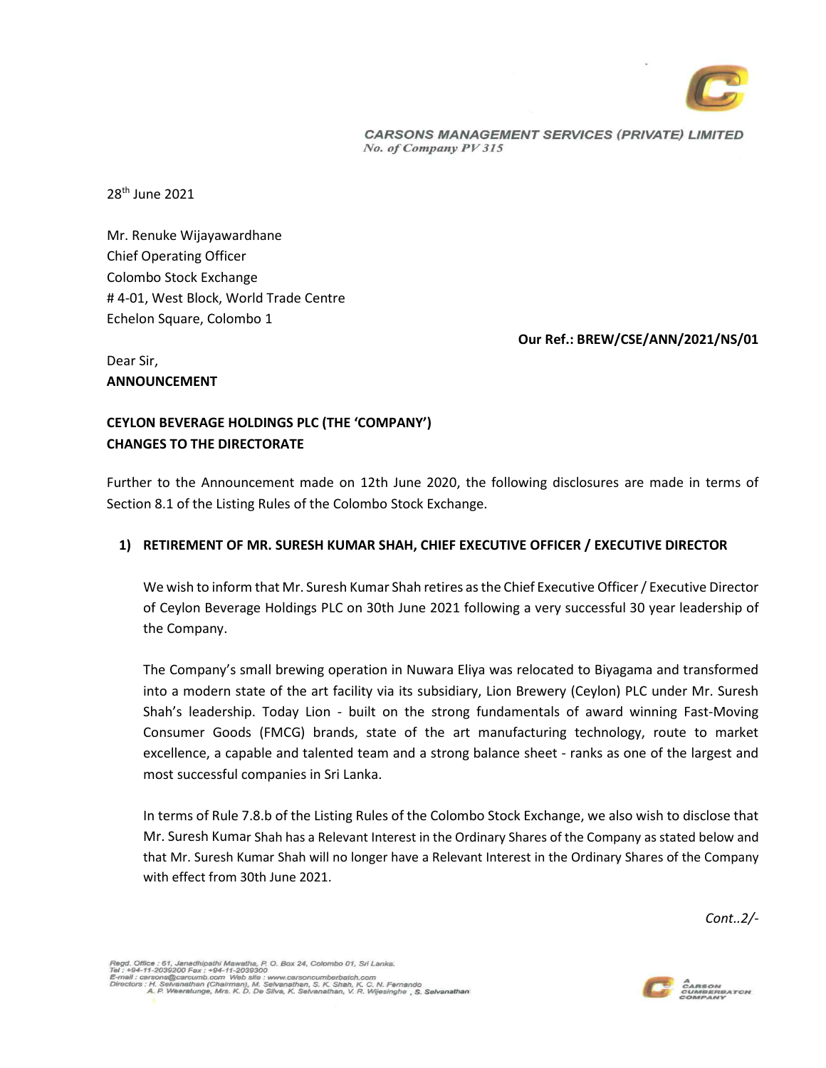**CARSONS MANAGEMENT SERVICES (PRIVATE) LIMITED**
*No. of Company PV 315*

28th June 2021

Mr. Renuke Wijayawardhane
Chief Operating Officer
Colombo Stock Exchange
# 4-01, West Block, World Trade Centre
Echelon Square, Colombo 1

**Our Ref.: BREW/CSE/ANN/2021/NS/01**

Dear Sir,
**ANNOUNCEMENT**

**CEYLON BEVERAGE HOLDINGS PLC (THE 'COMPANY')**
**CHANGES TO THE DIRECTORATE**

Further to the Announcement made on 12th June 2020, the following disclosures are made in terms of Section 8.1 of the Listing Rules of the Colombo Stock Exchange.

1) **RETIREMENT OF MR. SURESH KUMAR SHAH, CHIEF EXECUTIVE OFFICER / EXECUTIVE DIRECTOR**

We wish to inform that Mr. Suresh Kumar Shah retires as the Chief Executive Officer / Executive Director of Ceylon Beverage Holdings PLC on 30th June 2021 following a very successful 30 year leadership of the Company.

The Company's small brewing operation in Nuwara Eliya was relocated to Biyagama and transformed into a modern state of the art facility via its subsidiary, Lion Brewery (Ceylon) PLC under Mr. Suresh Shah's leadership. Today Lion - built on the strong fundamentals of award winning Fast-Moving Consumer Goods (FMCG) brands, state of the art manufacturing technology, route to market excellence, a capable and talented team and a strong balance sheet - ranks as one of the largest and most successful companies in Sri Lanka.

In terms of Rule 7.8.b of the Listing Rules of the Colombo Stock Exchange, we also wish to disclose that Mr. Suresh Kumar Shah has a Relevant Interest in the Ordinary Shares of the Company as stated below and that Mr. Suresh Kumar Shah will no longer have a Relevant Interest in the Ordinary Shares of the Company with effect from 30th June 2021.

*Cont..2/-*

Regd. Office : 61, Janadhipathi Mawatha, P. O. Box 24, Colombo 01, Sri Lanka.
Tel : +94-11-2039200 Fax : +94-11-2039300
E-mail : carsons@carcumb.com Web site : www.carsoncumberbatch.com
Directors : H. Selvanathan (Chairman), M. Selvanathan, S. K. Shah, K. C. N. Fernando
A. P. Weeratunge, Mrs. K. D. De Silva, K. Selvanathan, V. R. Wijesinghe , S. Selvanathan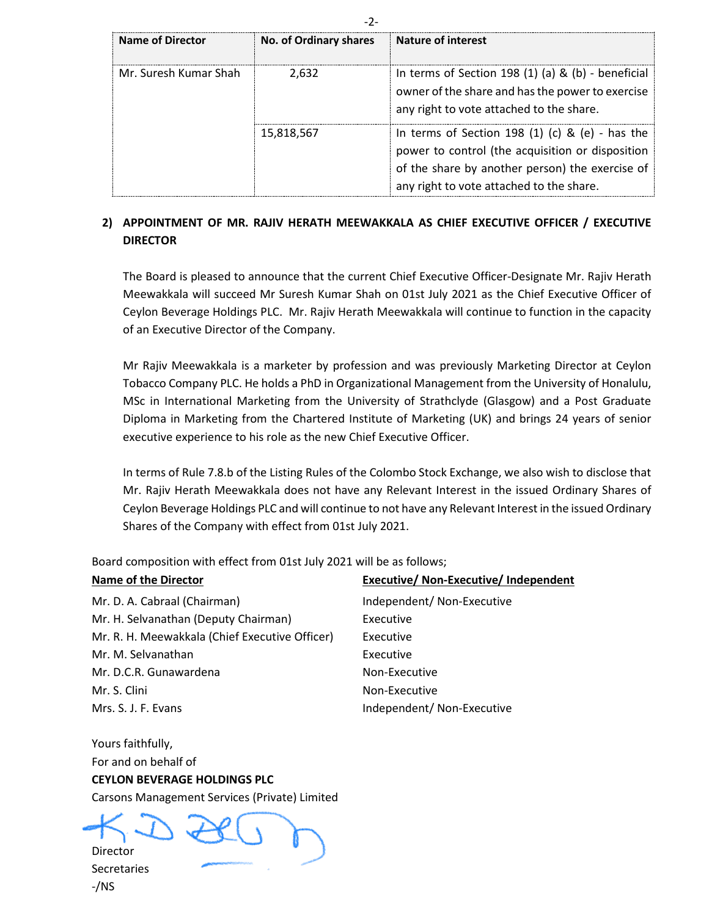| Name of Director | No. of Ordinary shares | Nature of interest |
|---|---|---|
| Mr. Suresh Kumar Shah | 2,632 | In terms of Section 198 (1) (a) & (b) - beneficial owner of the share and has the power to exercise any right to vote attached to the share. |
| | 15,818,567 | In terms of Section 198 (1) (c) & (e) - has the power to control (the acquisition or disposition of the share by another person) the exercise of any right to vote attached to the share. |

**2) APPOINTMENT OF MR. RAJIV HERATH MEEWAKKALA AS CHIEF EXECUTIVE OFFICER / EXECUTIVE DIRECTOR**

The Board is pleased to announce that the current Chief Executive Officer-Designate Mr. Rajiv Herath Meewakkala will succeed Mr Suresh Kumar Shah on 01st July 2021 as the Chief Executive Officer of Ceylon Beverage Holdings PLC. Mr. Rajiv Herath Meewakkala will continue to function in the capacity of an Executive Director of the Company.

Mr Rajiv Meewakkala is a marketer by profession and was previously Marketing Director at Ceylon Tobacco Company PLC. He holds a PhD in Organizational Management from the University of Honalulu, MSc in International Marketing from the University of Strathclyde (Glasgow) and a Post Graduate Diploma in Marketing from the Chartered Institute of Marketing (UK) and brings 24 years of senior executive experience to his role as the new Chief Executive Officer.

In terms of Rule 7.8.b of the Listing Rules of the Colombo Stock Exchange, we also wish to disclose that Mr. Rajiv Herath Meewakkala does not have any Relevant Interest in the issued Ordinary Shares of Ceylon Beverage Holdings PLC and will continue to not have any Relevant Interest in the issued Ordinary Shares of the Company with effect from 01st July 2021.

Board composition with effect from 01st July 2021 will be as follows;

| Name of the Director | Executive/ Non-Executive/ Independent |
|---|---|
| Mr. D. A. Cabraal (Chairman) | Independent/ Non-Executive |
| Mr. H. Selvanathan (Deputy Chairman) | Executive |
| Mr. R. H. Meewakkala (Chief Executive Officer) | Executive |
| Mr. M. Selvanathan | Executive |
| Mr. D.C.R. Gunawardena | Non-Executive |
| Mr. S. Clini | Non-Executive |
| Mrs. S. J. F. Evans | Independent/ Non-Executive |

Yours faithfully,
For and on behalf of
**CEYLON BEVERAGE HOLDINGS PLC**
Carsons Management Services (Private) Limited

Director
Secretaries
-/NS